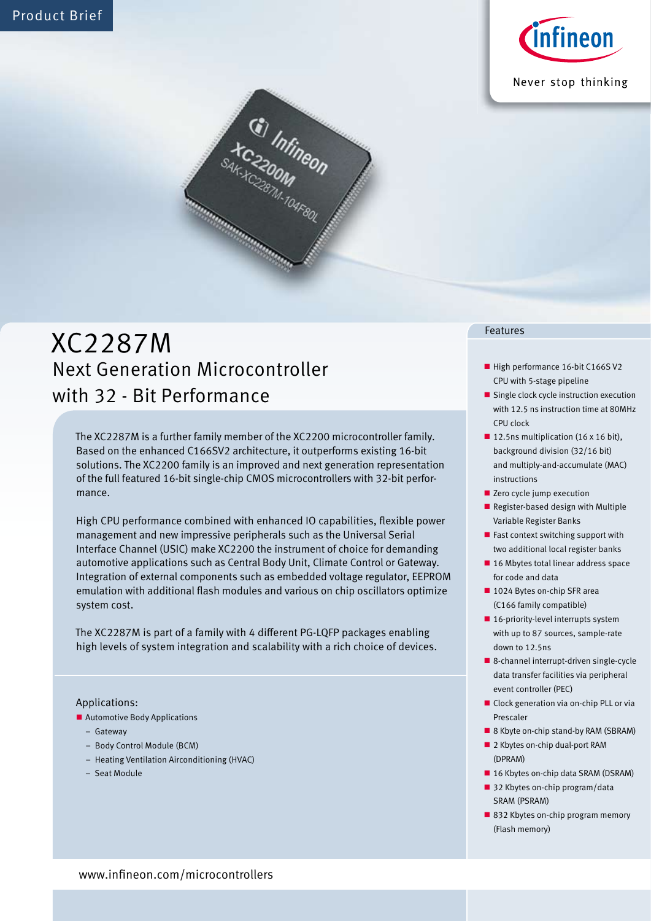Product Brief

# XC2287M

## Next Generation Microcontroller with 32 - Bit Performance

The XC2287M is a further family member of the XC2200 microcontroller family. Based on the enhanced C166SV2 architecture, it outperforms existing 16-bit solutions. The XC2200 family is an improved and next generation representation of the full featured 16-bit single-chip CMOS microcontrollers with 32-bit performance.

High CPU performance combined with enhanced IO capabilities, flexible power management and new impressive peripherals such as the Universal Serial Interface Channel (USIC) make XC2200 the instrument of choice for demanding automotive applications such as Central Body Unit, Climate Control or Gateway. Integration of external components such as embedded voltage regulator, EEPROM emulation with additional flash modules and various on chip oscillators optimize system cost.

The XC2287M is part of a family with 4 different PG-LQFP packages enabling high levels of system integration and scalability with a rich choice of devices.

### Applications:

- Automotive Body Applications
  - Gateway
  - Body Control Module (BCM)
  - Heating Ventilation Airconditioning (HVAC)
  - Seat Module

### Features

- High performance 16-bit C166S V2 CPU with 5-stage pipeline
- Single clock cycle instruction execution with 12.5 ns instruction time at 80MHz CPU clock
- 12.5ns multiplication (16 x 16 bit), background division (32/16 bit) and multiply-and-accumulate (MAC) instructions
- Zero cycle jump execution
- Register-based design with Multiple Variable Register Banks
- Fast context switching support with two additional local register banks
- 16 Mbytes total linear address space for code and data
- 1024 Bytes on-chip SFR area (C166 family compatible)
- 16-priority-level interrupts system with up to 87 sources, sample-rate down to 12.5ns
- 8-channel interrupt-driven single-cycle data transfer facilities via peripheral event controller (PEC)
- Clock generation via on-chip PLL or via Prescaler
- 8 Kbyte on-chip stand-by RAM (SBRAM)
- 2 Kbytes on-chip dual-port RAM (DPRAM)
- 16 Kbytes on-chip data SRAM (DSRAM)
- 32 Kbytes on-chip program/data SRAM (PSRAM)
- 832 Kbytes on-chip program memory (Flash memory)

www.infineon.com/microcontrollers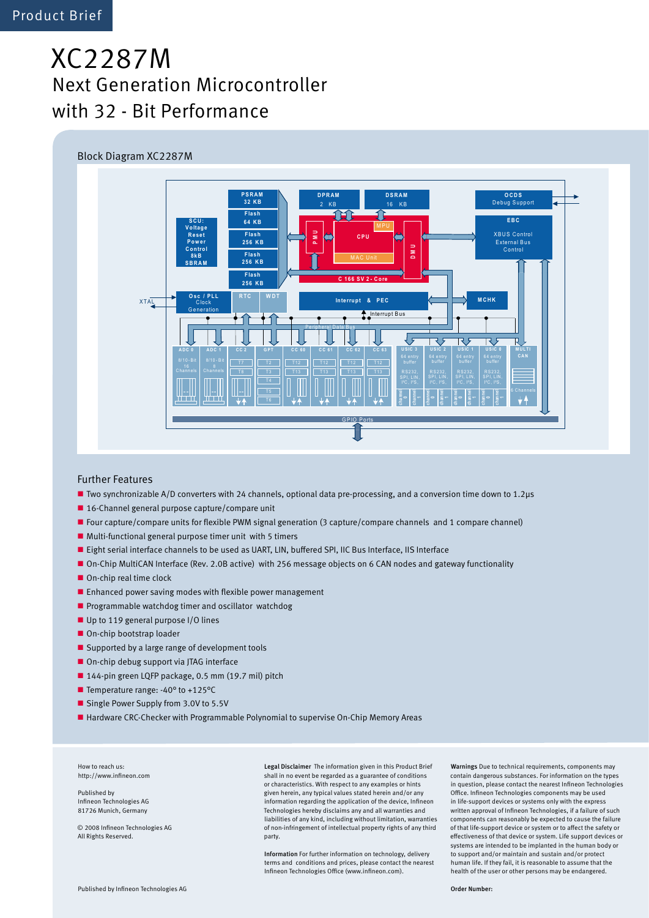Product Brief

# XC2287M

## Next Generation Microcontroller with 32 - Bit Performance

### Block Diagram XC2287M

PSRAM 32 KB
Flash 64 KB
Flash 256 KB
Flash 256 KB
Flash 256 KB
DPRAM 2 KB
DSRAM 16 KB
OCDS Debug Support
SCU: Voltage Reset Power Control 8kB SBRAM
PMU
CPU
MPU
MAC Unit
DMU
C 166 SV 2 - Core
EBC
XBUS Control External Bus Control
XTAL
Osc / PLL Clock Generation
RTC
WDT
Interrupt & PEC
MCHK
Interrupt Bus
Peripheral Data Bus
ADC 0 8/10-Bit 16 Channels
ADC 1 8/10-Bit 8 Channels
CC 2
GPT T2 T3 T4 T5 T6
T7 T8
CC 60 T12 T13
CC 61 T12 T13
CC 62 T12 T13
CC 63 T12 T13
USIC 3 64 entry buffer RS232, SPI, LIN, I²C, I²S
USIC 2 64 entry buffer RS232, SPI, LIN, I²C, I²S
USIC 1 64 entry buffer RS232, SPI, LIN, I²C, I²S
USIC 0 64 entry buffer RS232, SPI, LIN, I²C, I²S
channel 0 channel 1
MULTI CAN 6 Channels
GPIO Ports

### Further Features

- Two synchronizable A/D converters with 24 channels, optional data pre-processing, and a conversion time down to 1.2µs
- 16-Channel general purpose capture/compare unit
- Four capture/compare units for flexible PWM signal generation (3 capture/compare channels and 1 compare channel)
- Multi-functional general purpose timer unit with 5 timers
- Eight serial interface channels to be used as UART, LIN, buffered SPI, IIC Bus Interface, IIS Interface
- On-Chip MultiCAN Interface (Rev. 2.0B active) with 256 message objects on 6 CAN nodes and gateway functionality
- On-chip real time clock
- Enhanced power saving modes with flexible power management
- Programmable watchdog timer and oscillator watchdog
- Up to 119 general purpose I/O lines
- On-chip bootstrap loader
- Supported by a large range of development tools
- On-chip debug support via JTAG interface
- 144-pin green LQFP package, 0.5 mm (19.7 mil) pitch
- Temperature range: -40° to +125°C
- Single Power Supply from 3.0V to 5.5V
- Hardware CRC-Checker with Programmable Polynomial to supervise On-Chip Memory Areas

How to reach us:
http://www.infineon.com

Published by
Infineon Technologies AG
81726 Munich, Germany

© 2008 Infineon Technologies AG
All Rights Reserved.

**Legal Disclaimer** The information given in this Product Brief shall in no event be regarded as a guarantee of conditions or characteristics. With respect to any examples or hints given herein, any typical values stated herein and/or any information regarding the application of the device, Infineon Technologies hereby disclaims any and all warranties and liabilities of any kind, including without limitation, warranties of non-infringement of intellectual property rights of any third party.

**Information** For further information on technology, delivery terms and conditions and prices, please contact the nearest Infineon Technologies Office (www.infineon.com).

**Warnings** Due to technical requirements, components may contain dangerous substances. For information on the types in question, please contact the nearest Infineon Technologies Office. Infineon Technologies components may be used in life-support devices or systems only with the express written approval of Infineon Technologies, if a failure of such components can reasonably be expected to cause the failure of that life-support device or system or to affect the safety or effectiveness of that device or system. Life support devices or systems are intended to be implanted in the human body or to support and/or maintain and sustain and/or protect human life. If they fail, it is reasonable to assume that the health of the user or other persons may be endangered.

Published by Infineon Technologies AG

**Order Number:**